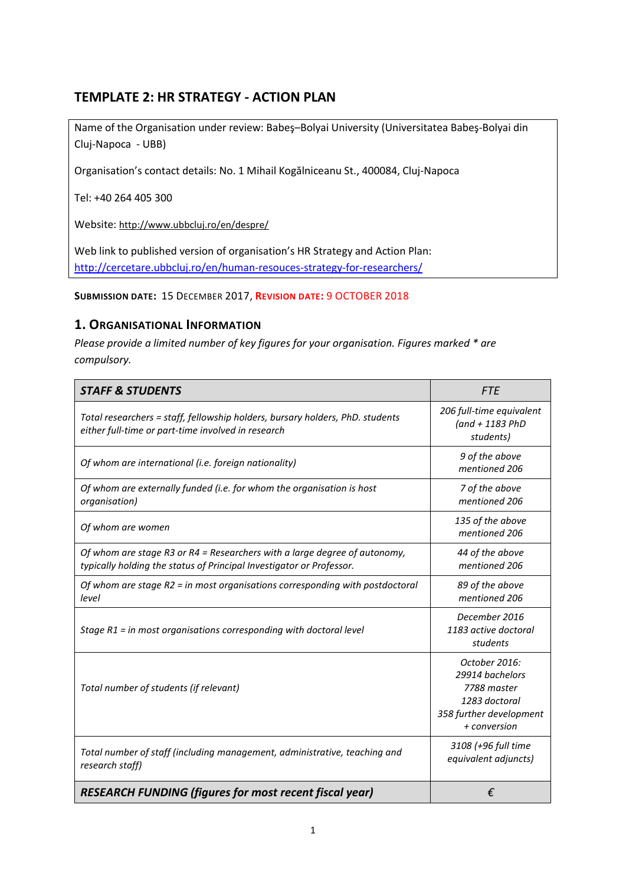# TEMPLATE 2: HR STRATEGY - ACTION PLAN

Name of the Organisation under review: Babeş–Bolyai University (Universitatea Babeş-Bolyai din Cluj-Napoca - UBB)

Organisation's contact details: No. 1 Mihail Kogălniceanu St., 400084, Cluj-Napoca

Tel: +40 264 405 300

Website: http://www.ubbcluj.ro/en/despre/

Web link to published version of organisation's HR Strategy and Action Plan: http://cercetare.ubbcluj.ro/en/human-resouces-strategy-for-researchers/

**SUBMISSION DATE:** 15 DECEMBER 2017, **REVISION DATE:** 9 OCTOBER 2018

## 1. ORGANISATIONAL INFORMATION

*Please provide a limited number of key figures for your organisation. Figures marked * are compulsory.*

| ***STAFF & STUDENTS*** | *FTE* |
|---|---|
| *Total researchers = staff, fellowship holders, bursary holders, PhD. students either full-time or part-time involved in research* | *206 full-time equivalent (and + 1183 PhD students)* |
| *Of whom are international (i.e. foreign nationality)* | *9 of the above mentioned 206* |
| *Of whom are externally funded (i.e. for whom the organisation is host organisation)* | *7 of the above mentioned 206* |
| *Of whom are women* | *135 of the above mentioned 206* |
| *Of whom are stage R3 or R4 = Researchers with a large degree of autonomy, typically holding the status of Principal Investigator or Professor.* | *44 of the above mentioned 206* |
| *Of whom are stage R2 = in most organisations corresponding with postdoctoral level* | *89 of the above mentioned 206* |
| *Stage R1 = in most organisations corresponding with doctoral level* | *December 2016 1183 active doctoral students* |
| *Total number of students (if relevant)* | *October 2016: 29914 bachelors 7788 master 1283 doctoral 358 further development + conversion* |
| *Total number of staff (including management, administrative, teaching and research staff)* | *3108 (+96 full time equivalent adjuncts)* |
| ***RESEARCH FUNDING (figures for most recent fiscal year)*** | *€* |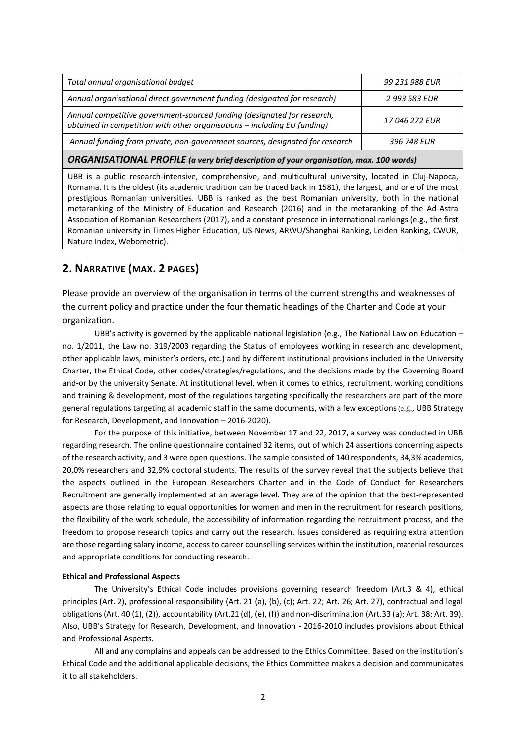| Total annual organisational budget | 99 231 988 EUR |
|---|---|
| Annual organisational direct government funding (designated for research) | 2 993 583 EUR |
| Annual competitive government-sourced funding (designated for research, obtained in competition with other organisations – including EU funding) | 17 046 272 EUR |
| Annual funding from private, non-government sources, designated for research | 396 748 EUR |

***ORGANISATIONAL PROFILE** (a very brief description of your organisation, max. 100 words)*

UBB is a public research-intensive, comprehensive, and multicultural university, located in Cluj-Napoca, Romania. It is the oldest (its academic tradition can be traced back in 1581), the largest, and one of the most prestigious Romanian universities. UBB is ranked as the best Romanian university, both in the national metaranking of the Ministry of Education and Research (2016) and in the metaranking of the Ad-Astra Association of Romanian Researchers (2017), and a constant presence in international rankings (e.g., the first Romanian university in Times Higher Education, US-News, ARWU/Shanghai Ranking, Leiden Ranking, CWUR, Nature Index, Webometric).

## 2. NARRATIVE (MAX. 2 PAGES)

Please provide an overview of the organisation in terms of the current strengths and weaknesses of the current policy and practice under the four thematic headings of the Charter and Code at your organization.

UBB's activity is governed by the applicable national legislation (e.g., The National Law on Education – no. 1/2011, the Law no. 319/2003 regarding the Status of employees working in research and development, other applicable laws, minister's orders, etc.) and by different institutional provisions included in the University Charter, the Ethical Code, other codes/strategies/regulations, and the decisions made by the Governing Board and-or by the university Senate. At institutional level, when it comes to ethics, recruitment, working conditions and training & development, most of the regulations targeting specifically the researchers are part of the more general regulations targeting all academic staff in the same documents, with a few exceptions (e.g., UBB Strategy for Research, Development, and Innovation – 2016-2020).

For the purpose of this initiative, between November 17 and 22, 2017, a survey was conducted in UBB regarding research. The online questionnaire contained 32 items, out of which 24 assertions concerning aspects of the research activity, and 3 were open questions. The sample consisted of 140 respondents, 34,3% academics, 20,0% researchers and 32,9% doctoral students. The results of the survey reveal that the subjects believe that the aspects outlined in the European Researchers Charter and in the Code of Conduct for Researchers Recruitment are generally implemented at an average level. They are of the opinion that the best-represented aspects are those relating to equal opportunities for women and men in the recruitment for research positions, the flexibility of the work schedule, the accessibility of information regarding the recruitment process, and the freedom to propose research topics and carry out the research. Issues considered as requiring extra attention are those regarding salary income, access to career counselling services within the institution, material resources and appropriate conditions for conducting research.

**Ethical and Professional Aspects**

The University's Ethical Code includes provisions governing research freedom (Art.3 & 4), ethical principles (Art. 2), professional responsibility (Art. 21 (a), (b), (c); Art. 22; Art. 26; Art. 27), contractual and legal obligations (Art. 40 (1), (2)), accountability (Art.21 (d), (e), (f)) and non-discrimination (Art.33 (a); Art. 38; Art. 39). Also, UBB's Strategy for Research, Development, and Innovation - 2016-2010 includes provisions about Ethical and Professional Aspects.

All and any complains and appeals can be addressed to the Ethics Committee. Based on the institution's Ethical Code and the additional applicable decisions, the Ethics Committee makes a decision and communicates it to all stakeholders.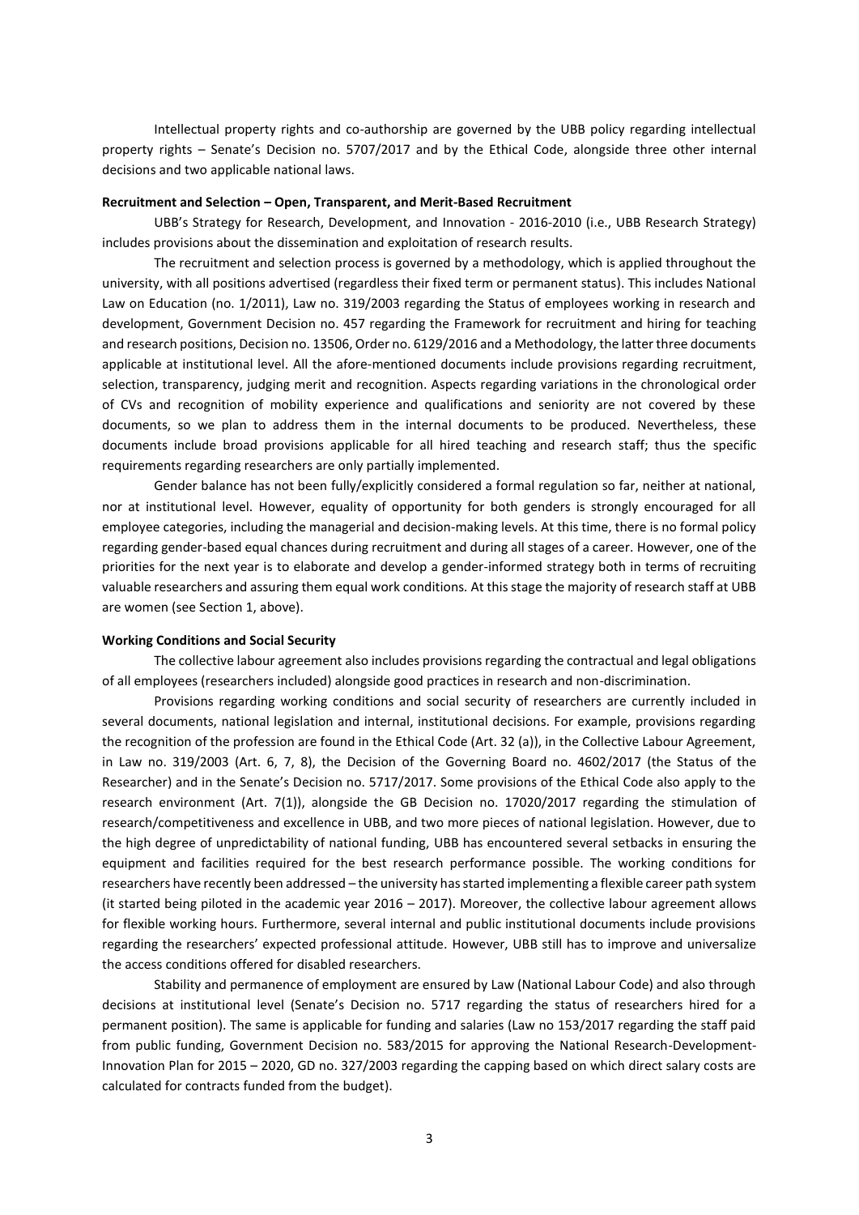Intellectual property rights and co-authorship are governed by the UBB policy regarding intellectual property rights – Senate's Decision no. 5707/2017 and by the Ethical Code, alongside three other internal decisions and two applicable national laws.

**Recruitment and Selection – Open, Transparent, and Merit-Based Recruitment**

UBB's Strategy for Research, Development, and Innovation - 2016-2010 (i.e., UBB Research Strategy) includes provisions about the dissemination and exploitation of research results.

The recruitment and selection process is governed by a methodology, which is applied throughout the university, with all positions advertised (regardless their fixed term or permanent status). This includes National Law on Education (no. 1/2011), Law no. 319/2003 regarding the Status of employees working in research and development, Government Decision no. 457 regarding the Framework for recruitment and hiring for teaching and research positions, Decision no. 13506, Order no. 6129/2016 and a Methodology, the latter three documents applicable at institutional level. All the afore-mentioned documents include provisions regarding recruitment, selection, transparency, judging merit and recognition. Aspects regarding variations in the chronological order of CVs and recognition of mobility experience and qualifications and seniority are not covered by these documents, so we plan to address them in the internal documents to be produced. Nevertheless, these documents include broad provisions applicable for all hired teaching and research staff; thus the specific requirements regarding researchers are only partially implemented.

Gender balance has not been fully/explicitly considered a formal regulation so far, neither at national, nor at institutional level. However, equality of opportunity for both genders is strongly encouraged for all employee categories, including the managerial and decision-making levels. At this time, there is no formal policy regarding gender-based equal chances during recruitment and during all stages of a career. However, one of the priorities for the next year is to elaborate and develop a gender-informed strategy both in terms of recruiting valuable researchers and assuring them equal work conditions. At this stage the majority of research staff at UBB are women (see Section 1, above).

**Working Conditions and Social Security**

The collective labour agreement also includes provisions regarding the contractual and legal obligations of all employees (researchers included) alongside good practices in research and non-discrimination.

Provisions regarding working conditions and social security of researchers are currently included in several documents, national legislation and internal, institutional decisions. For example, provisions regarding the recognition of the profession are found in the Ethical Code (Art. 32 (a)), in the Collective Labour Agreement, in Law no. 319/2003 (Art. 6, 7, 8), the Decision of the Governing Board no. 4602/2017 (the Status of the Researcher) and in the Senate's Decision no. 5717/2017. Some provisions of the Ethical Code also apply to the research environment (Art. 7(1)), alongside the GB Decision no. 17020/2017 regarding the stimulation of research/competitiveness and excellence in UBB, and two more pieces of national legislation. However, due to the high degree of unpredictability of national funding, UBB has encountered several setbacks in ensuring the equipment and facilities required for the best research performance possible. The working conditions for researchers have recently been addressed – the university has started implementing a flexible career path system (it started being piloted in the academic year 2016 – 2017). Moreover, the collective labour agreement allows for flexible working hours. Furthermore, several internal and public institutional documents include provisions regarding the researchers' expected professional attitude. However, UBB still has to improve and universalize the access conditions offered for disabled researchers.

Stability and permanence of employment are ensured by Law (National Labour Code) and also through decisions at institutional level (Senate's Decision no. 5717 regarding the status of researchers hired for a permanent position). The same is applicable for funding and salaries (Law no 153/2017 regarding the staff paid from public funding, Government Decision no. 583/2015 for approving the National Research-Development-Innovation Plan for 2015 – 2020, GD no. 327/2003 regarding the capping based on which direct salary costs are calculated for contracts funded from the budget).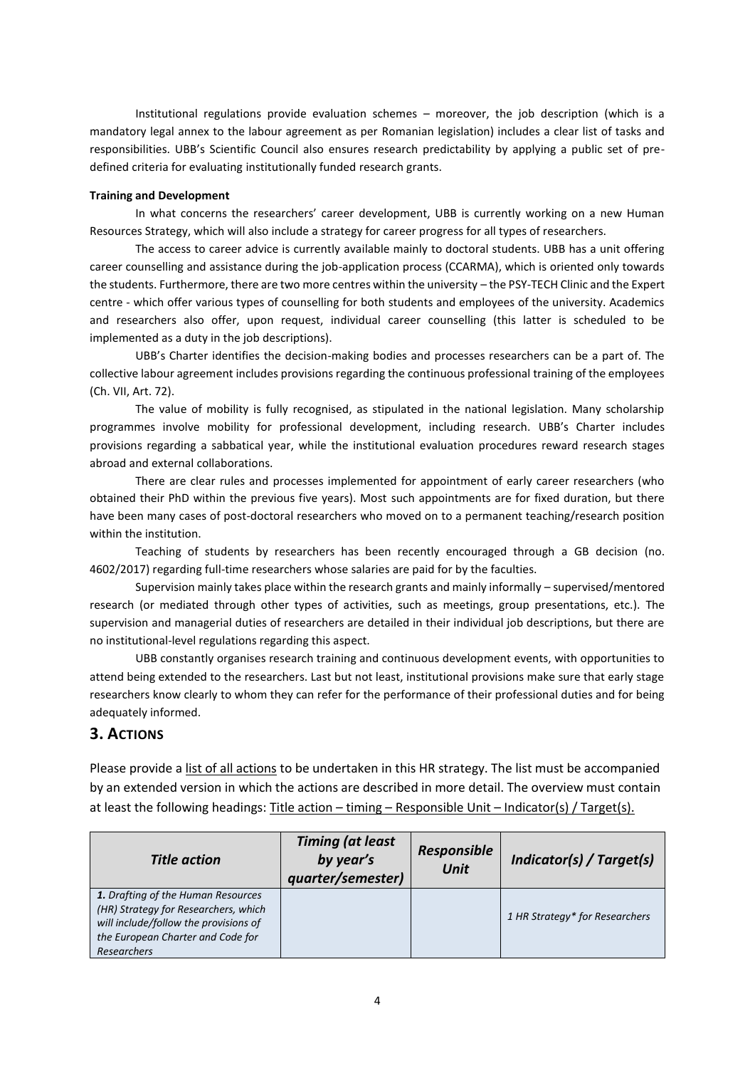Institutional regulations provide evaluation schemes – moreover, the job description (which is a mandatory legal annex to the labour agreement as per Romanian legislation) includes a clear list of tasks and responsibilities. UBB's Scientific Council also ensures research predictability by applying a public set of pre-defined criteria for evaluating institutionally funded research grants.

**Training and Development**

In what concerns the researchers' career development, UBB is currently working on a new Human Resources Strategy, which will also include a strategy for career progress for all types of researchers.

The access to career advice is currently available mainly to doctoral students. UBB has a unit offering career counselling and assistance during the job-application process (CCARMA), which is oriented only towards the students. Furthermore, there are two more centres within the university – the PSY-TECH Clinic and the Expert centre - which offer various types of counselling for both students and employees of the university. Academics and researchers also offer, upon request, individual career counselling (this latter is scheduled to be implemented as a duty in the job descriptions).

UBB's Charter identifies the decision-making bodies and processes researchers can be a part of. The collective labour agreement includes provisions regarding the continuous professional training of the employees (Ch. VII, Art. 72).

The value of mobility is fully recognised, as stipulated in the national legislation. Many scholarship programmes involve mobility for professional development, including research. UBB's Charter includes provisions regarding a sabbatical year, while the institutional evaluation procedures reward research stages abroad and external collaborations.

There are clear rules and processes implemented for appointment of early career researchers (who obtained their PhD within the previous five years). Most such appointments are for fixed duration, but there have been many cases of post-doctoral researchers who moved on to a permanent teaching/research position within the institution.

Teaching of students by researchers has been recently encouraged through a GB decision (no. 4602/2017) regarding full-time researchers whose salaries are paid for by the faculties.

Supervision mainly takes place within the research grants and mainly informally – supervised/mentored research (or mediated through other types of activities, such as meetings, group presentations, etc.). The supervision and managerial duties of researchers are detailed in their individual job descriptions, but there are no institutional-level regulations regarding this aspect.

UBB constantly organises research training and continuous development events, with opportunities to attend being extended to the researchers. Last but not least, institutional provisions make sure that early stage researchers know clearly to whom they can refer for the performance of their professional duties and for being adequately informed.

## 3. Actions

Please provide a list of all actions to be undertaken in this HR strategy. The list must be accompanied by an extended version in which the actions are described in more detail. The overview must contain at least the following headings: Title action – timing – Responsible Unit – Indicator(s) / Target(s).

| *Title action* | *Timing (at least by year's quarter/semester)* | *Responsible Unit* | *Indicator(s) / Target(s)* |
| --- | --- | --- | --- |
| ***1.** Drafting of the Human Resources (HR) Strategy for Researchers, which will include/follow the provisions of the European Charter and Code for Researchers* | | | *1 HR Strategy\* for Researchers* |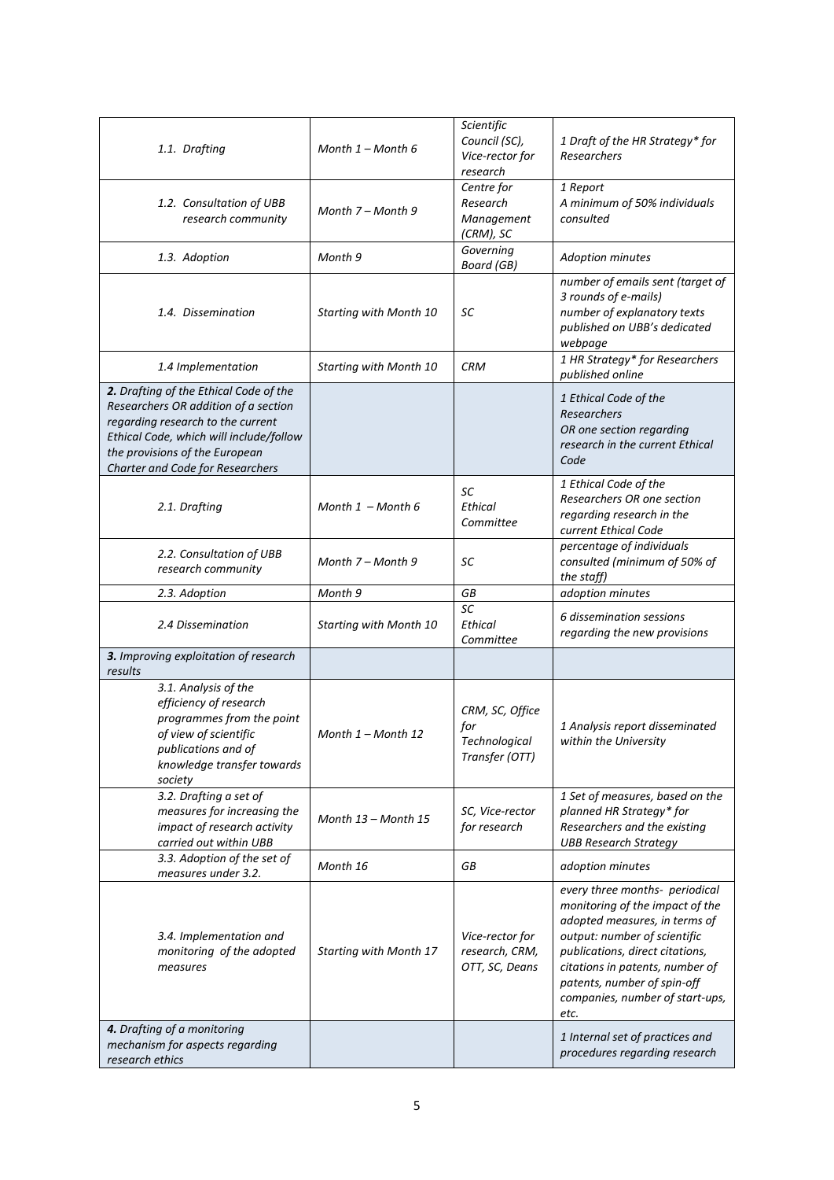| | | | |
|---|---|---|---|
| *1.1. Drafting* | *Month 1 – Month 6* | *Scientific Council (SC), Vice-rector for research* | *1 Draft of the HR Strategy* for Researchers* |
| *1.2. Consultation of UBB research community* | *Month 7 – Month 9* | *Centre for Research Management (CRM), SC* | *1 Report A minimum of 50% individuals consulted* |
| *1.3. Adoption* | *Month 9* | *Governing Board (GB)* | *Adoption minutes* |
| *1.4. Dissemination* | *Starting with Month 10* | *SC* | *number of emails sent (target of 3 rounds of e-mails) number of explanatory texts published on UBB's dedicated webpage* |
| *1.4 Implementation* | *Starting with Month 10* | *CRM* | *1 HR Strategy* for Researchers published online* |
| ***2.** Drafting of the Ethical Code of the Researchers OR addition of a section regarding research to the current Ethical Code, which will include/follow the provisions of the European Charter and Code for Researchers* | | | *1 Ethical Code of the Researchers OR one section regarding research in the current Ethical Code* |
| *2.1. Drafting* | *Month 1 – Month 6* | *SC Ethical Committee* | *1 Ethical Code of the Researchers OR one section regarding research in the current Ethical Code* |
| *2.2. Consultation of UBB research community* | *Month 7 – Month 9* | *SC* | *percentage of individuals consulted (minimum of 50% of the staff)* |
| *2.3. Adoption* | *Month 9* | *GB* | *adoption minutes* |
| *2.4 Dissemination* | *Starting with Month 10* | *SC Ethical Committee* | *6 dissemination sessions regarding the new provisions* |
| ***3.** Improving exploitation of research results* | | | |
| *3.1. Analysis of the efficiency of research programmes from the point of view of scientific publications and of knowledge transfer towards society* | *Month 1 – Month 12* | *CRM, SC, Office for Technological Transfer (OTT)* | *1 Analysis report disseminated within the University* |
| *3.2. Drafting a set of measures for increasing the impact of research activity carried out within UBB* | *Month 13 – Month 15* | *SC, Vice-rector for research* | *1 Set of measures, based on the planned HR Strategy* for Researchers and the existing UBB Research Strategy* |
| *3.3. Adoption of the set of measures under 3.2.* | *Month 16* | *GB* | *adoption minutes* |
| *3.4. Implementation and monitoring of the adopted measures* | *Starting with Month 17* | *Vice-rector for research, CRM, OTT, SC, Deans* | *every three months- periodical monitoring of the impact of the adopted measures, in terms of output: number of scientific publications, direct citations, citations in patents, number of patents, number of spin-off companies, number of start-ups, etc.* |
| ***4.** Drafting of a monitoring mechanism for aspects regarding research ethics* | | | *1 Internal set of practices and procedures regarding research* |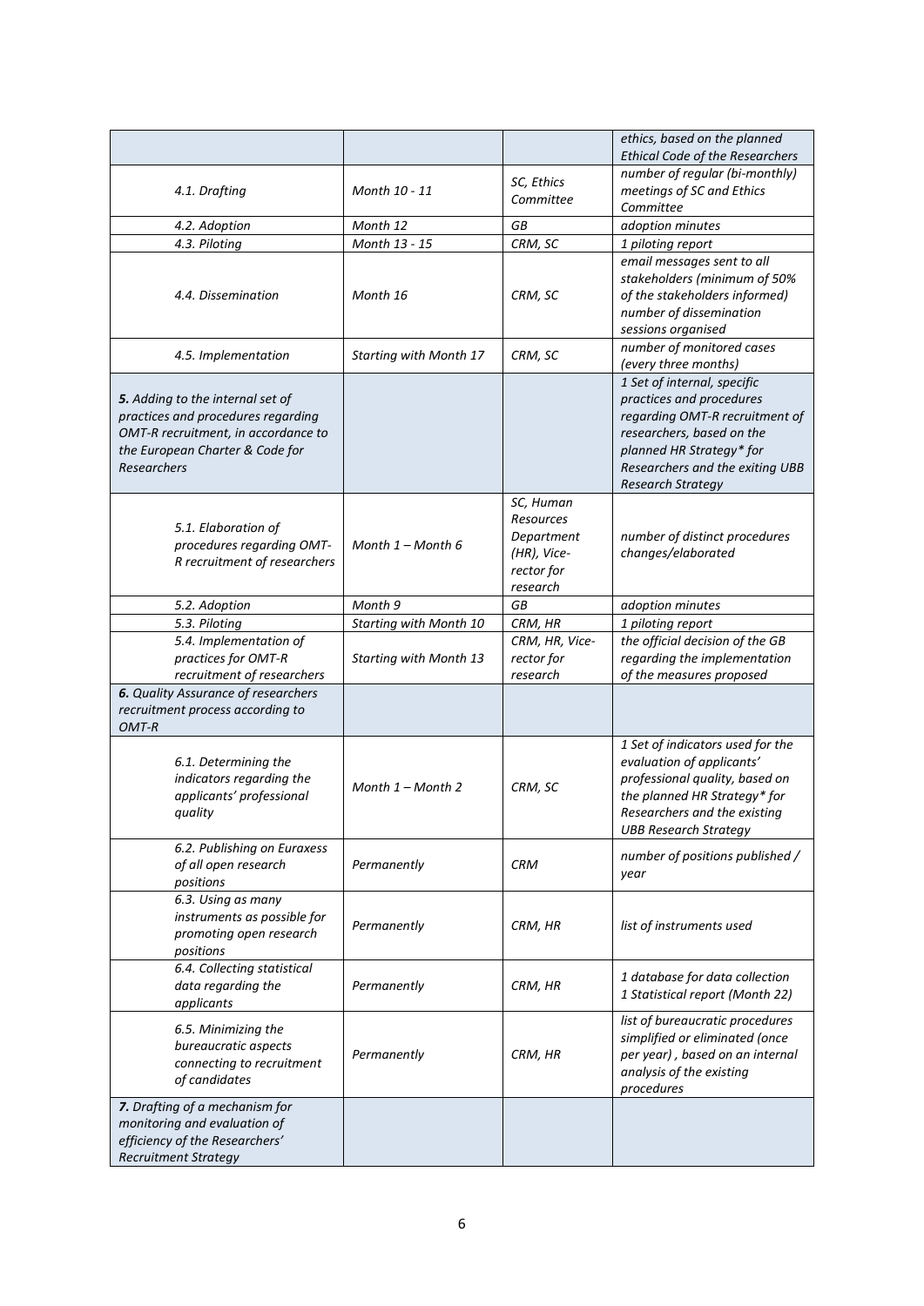| | | | |
|---|---|---|---|
| | | | *ethics, based on the planned Ethical Code of the Researchers* |
| *4.1. Drafting* | *Month 10 - 11* | *SC, Ethics Committee* | *number of regular (bi-monthly) meetings of SC and Ethics Committee* |
| *4.2. Adoption* | *Month 12* | *GB* | *adoption minutes* |
| *4.3. Piloting* | *Month 13 - 15* | *CRM, SC* | *1 piloting report* |
| *4.4. Dissemination* | *Month 16* | *CRM, SC* | *email messages sent to all stakeholders (minimum of 50% of the stakeholders informed) number of dissemination sessions organised* |
| *4.5. Implementation* | *Starting with Month 17* | *CRM, SC* | *number of monitored cases (every three months)* |
| ***5.** Adding to the internal set of practices and procedures regarding OMT-R recruitment, in accordance to the European Charter & Code for Researchers* | | | *1 Set of internal, specific practices and procedures regarding OMT-R recruitment of researchers, based on the planned HR Strategy\* for Researchers and the exiting UBB Research Strategy* |
| *5.1. Elaboration of procedures regarding OMT-R recruitment of researchers* | *Month 1 – Month 6* | *SC, Human Resources Department (HR), Vice-rector for research* | *number of distinct procedures changes/elaborated* |
| *5.2. Adoption* | *Month 9* | *GB* | *adoption minutes* |
| *5.3. Piloting* | *Starting with Month 10* | *CRM, HR* | *1 piloting report* |
| *5.4. Implementation of practices for OMT-R recruitment of researchers* | *Starting with Month 13* | *CRM, HR, Vice-rector for research* | *the official decision of the GB regarding the implementation of the measures proposed* |
| ***6.** Quality Assurance of researchers recruitment process according to OMT-R* | | | |
| *6.1. Determining the indicators regarding the applicants' professional quality* | *Month 1 – Month 2* | *CRM, SC* | *1 Set of indicators used for the evaluation of applicants' professional quality, based on the planned HR Strategy\* for Researchers and the existing UBB Research Strategy* |
| *6.2. Publishing on Euraxess of all open research positions* | *Permanently* | *CRM* | *number of positions published / year* |
| *6.3. Using as many instruments as possible for promoting open research positions* | *Permanently* | *CRM, HR* | *list of instruments used* |
| *6.4. Collecting statistical data regarding the applicants* | *Permanently* | *CRM, HR* | *1 database for data collection 1 Statistical report (Month 22)* |
| *6.5. Minimizing the bureaucratic aspects connecting to recruitment of candidates* | *Permanently* | *CRM, HR* | *list of bureaucratic procedures simplified or eliminated (once per year) , based on an internal analysis of the existing procedures* |
| ***7.** Drafting of a mechanism for monitoring and evaluation of efficiency of the Researchers' Recruitment Strategy* | | | |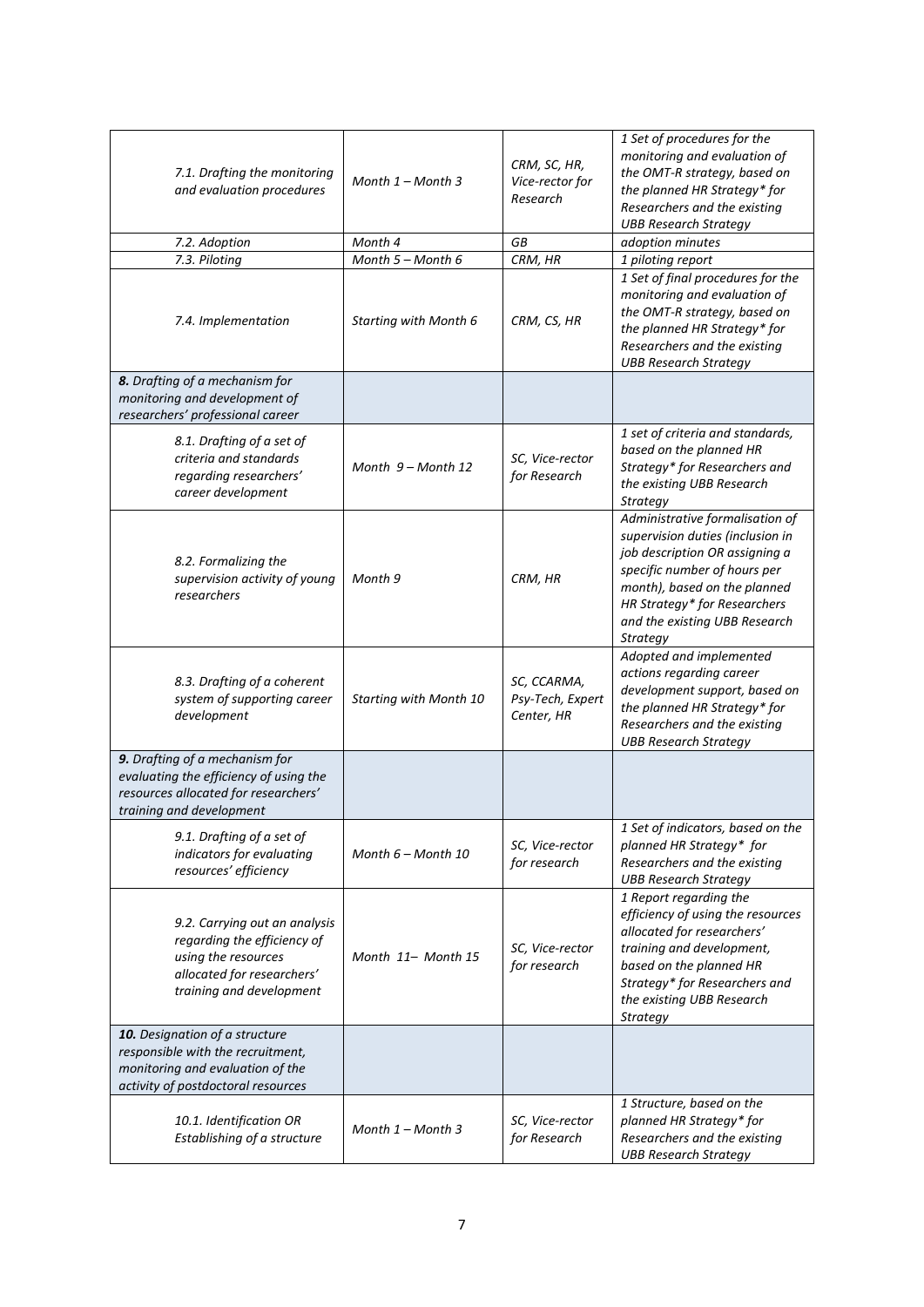| | | | |
|---|---|---|---|
| *7.1. Drafting the monitoring and evaluation procedures* | *Month 1 – Month 3* | *CRM, SC, HR, Vice-rector for Research* | *1 Set of procedures for the monitoring and evaluation of the OMT-R strategy, based on the planned HR Strategy* for Researchers and the existing UBB Research Strategy* |
| *7.2. Adoption* | *Month 4* | *GB* | *adoption minutes* |
| *7.3. Piloting* | *Month 5 – Month 6* | *CRM, HR* | *1 piloting report* |
| *7.4. Implementation* | *Starting with Month 6* | *CRM, CS, HR* | *1 Set of final procedures for the monitoring and evaluation of the OMT-R strategy, based on the planned HR Strategy* for Researchers and the existing UBB Research Strategy* |
| ***8.** Drafting of a mechanism for monitoring and development of researchers' professional career* | | | |
| *8.1. Drafting of a set of criteria and standards regarding researchers' career development* | *Month 9 – Month 12* | *SC, Vice-rector for Research* | *1 set of criteria and standards, based on the planned HR Strategy* for Researchers and the existing UBB Research Strategy* |
| *8.2. Formalizing the supervision activity of young researchers* | *Month 9* | *CRM, HR* | *Administrative formalisation of supervision duties (inclusion in job description OR assigning a specific number of hours per month), based on the planned HR Strategy* for Researchers and the existing UBB Research Strategy* |
| *8.3. Drafting of a coherent system of supporting career development* | *Starting with Month 10* | *SC, CCARMA, Psy-Tech, Expert Center, HR* | *Adopted and implemented actions regarding career development support, based on the planned HR Strategy* for Researchers and the existing UBB Research Strategy* |
| ***9.** Drafting of a mechanism for evaluating the efficiency of using the resources allocated for researchers' training and development* | | | |
| *9.1. Drafting of a set of indicators for evaluating resources' efficiency* | *Month 6 – Month 10* | *SC, Vice-rector for research* | *1 Set of indicators, based on the planned HR Strategy* for Researchers and the existing UBB Research Strategy* |
| *9.2. Carrying out an analysis regarding the efficiency of using the resources allocated for researchers' training and development* | *Month 11– Month 15* | *SC, Vice-rector for research* | *1 Report regarding the efficiency of using the resources allocated for researchers' training and development, based on the planned HR Strategy* for Researchers and the existing UBB Research Strategy* |
| ***10.** Designation of a structure responsible with the recruitment, monitoring and evaluation of the activity of postdoctoral resources* | | | |
| *10.1. Identification OR Establishing of a structure* | *Month 1 – Month 3* | *SC, Vice-rector for Research* | *1 Structure, based on the planned HR Strategy* for Researchers and the existing UBB Research Strategy* |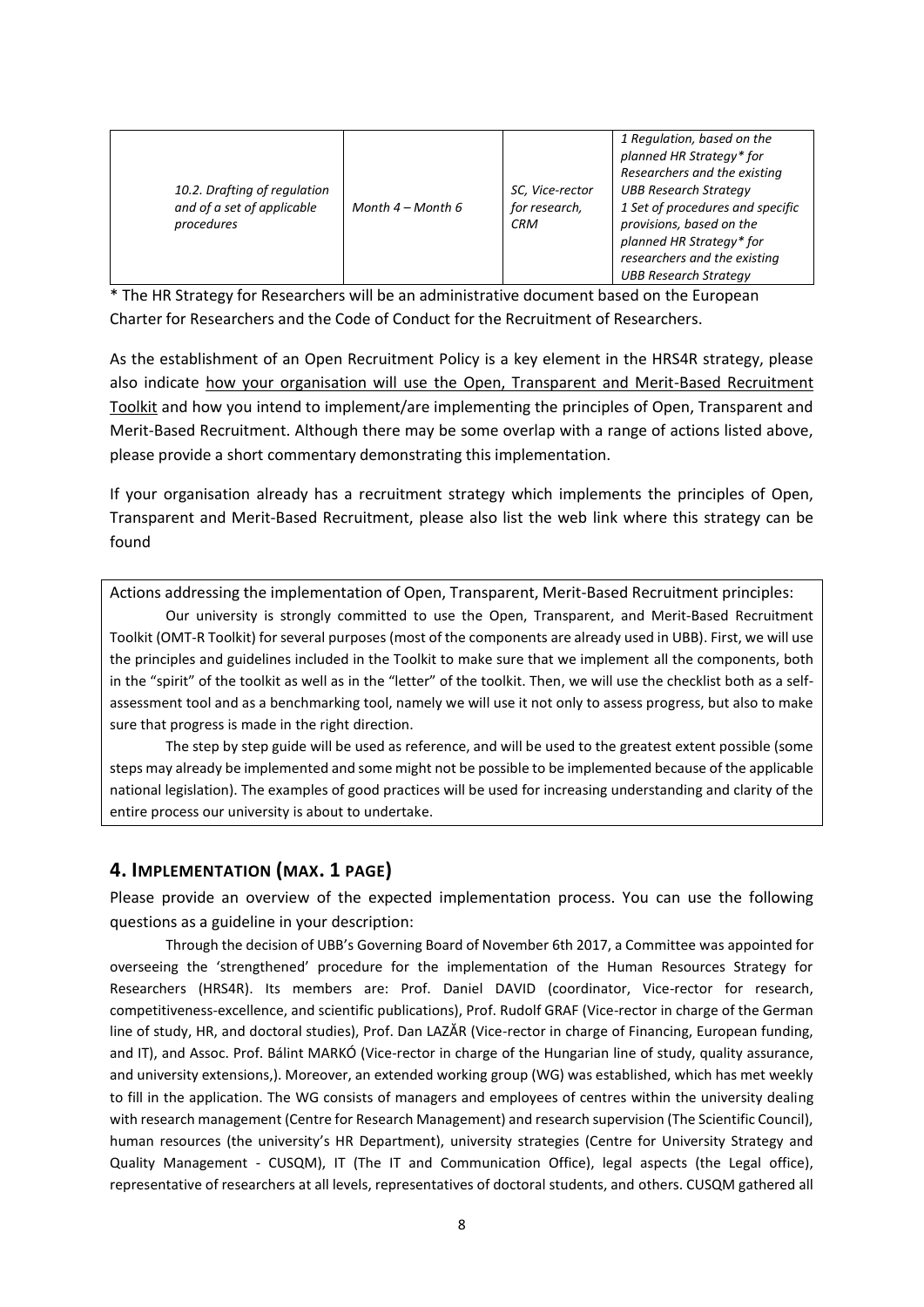| 10.2. Drafting of regulation and of a set of applicable procedures | Month 4 – Month 6 | SC, Vice-rector for research, CRM | 1 Regulation, based on the planned HR Strategy* for Researchers and the existing UBB Research Strategy<br>1 Set of procedures and specific provisions, based on the planned HR Strategy* for researchers and the existing UBB Research Strategy |
|---|---|---|---|

* The HR Strategy for Researchers will be an administrative document based on the European Charter for Researchers and the Code of Conduct for the Recruitment of Researchers.

As the establishment of an Open Recruitment Policy is a key element in the HRS4R strategy, please also indicate how your organisation will use the Open, Transparent and Merit-Based Recruitment Toolkit and how you intend to implement/are implementing the principles of Open, Transparent and Merit-Based Recruitment. Although there may be some overlap with a range of actions listed above, please provide a short commentary demonstrating this implementation.

If your organisation already has a recruitment strategy which implements the principles of Open, Transparent and Merit-Based Recruitment, please also list the web link where this strategy can be found

Actions addressing the implementation of Open, Transparent, Merit-Based Recruitment principles:

Our university is strongly committed to use the Open, Transparent, and Merit-Based Recruitment Toolkit (OMT-R Toolkit) for several purposes (most of the components are already used in UBB). First, we will use the principles and guidelines included in the Toolkit to make sure that we implement all the components, both in the "spirit" of the toolkit as well as in the "letter" of the toolkit. Then, we will use the checklist both as a self-assessment tool and as a benchmarking tool, namely we will use it not only to assess progress, but also to make sure that progress is made in the right direction.

The step by step guide will be used as reference, and will be used to the greatest extent possible (some steps may already be implemented and some might not be possible to be implemented because of the applicable national legislation). The examples of good practices will be used for increasing understanding and clarity of the entire process our university is about to undertake.

## 4. Implementation (max. 1 page)

Please provide an overview of the expected implementation process. You can use the following questions as a guideline in your description:

Through the decision of UBB's Governing Board of November 6th 2017, a Committee was appointed for overseeing the 'strengthened' procedure for the implementation of the Human Resources Strategy for Researchers (HRS4R). Its members are: Prof. Daniel DAVID (coordinator, Vice-rector for research, competitiveness-excellence, and scientific publications), Prof. Rudolf GRAF (Vice-rector in charge of the German line of study, HR, and doctoral studies), Prof. Dan LAZĂR (Vice-rector in charge of Financing, European funding, and IT), and Assoc. Prof. Bálint MARKÓ (Vice-rector in charge of the Hungarian line of study, quality assurance, and university extensions,). Moreover, an extended working group (WG) was established, which has met weekly to fill in the application. The WG consists of managers and employees of centres within the university dealing with research management (Centre for Research Management) and research supervision (The Scientific Council), human resources (the university's HR Department), university strategies (Centre for University Strategy and Quality Management - CUSQM), IT (The IT and Communication Office), legal aspects (the Legal office), representative of researchers at all levels, representatives of doctoral students, and others. CUSQM gathered all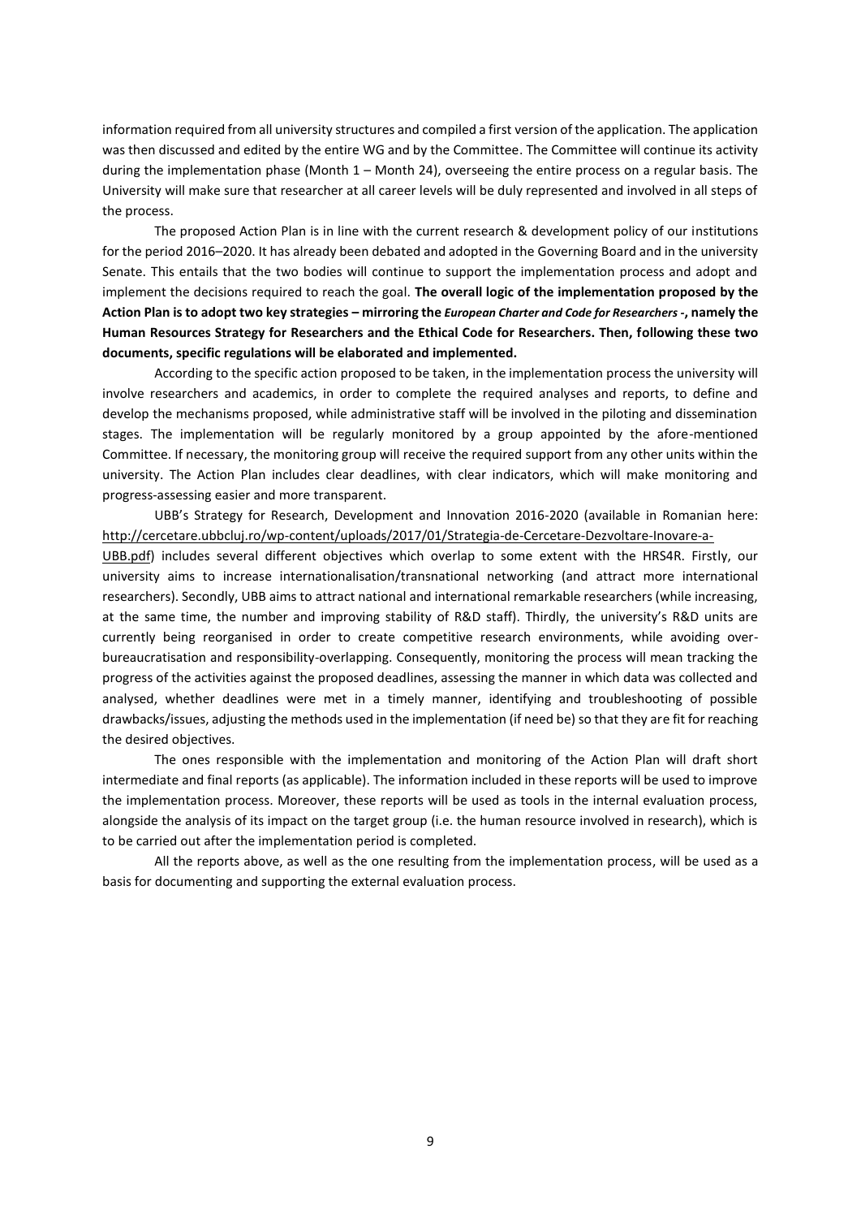information required from all university structures and compiled a first version of the application. The application was then discussed and edited by the entire WG and by the Committee. The Committee will continue its activity during the implementation phase (Month 1 – Month 24), overseeing the entire process on a regular basis. The University will make sure that researcher at all career levels will be duly represented and involved in all steps of the process.

The proposed Action Plan is in line with the current research & development policy of our institutions for the period 2016–2020. It has already been debated and adopted in the Governing Board and in the university Senate. This entails that the two bodies will continue to support the implementation process and adopt and implement the decisions required to reach the goal. **The overall logic of the implementation proposed by the Action Plan is to adopt two key strategies – mirroring the *European Charter and Code for Researchers* -, namely the Human Resources Strategy for Researchers and the Ethical Code for Researchers. Then, following these two documents, specific regulations will be elaborated and implemented.**

According to the specific action proposed to be taken, in the implementation process the university will involve researchers and academics, in order to complete the required analyses and reports, to define and develop the mechanisms proposed, while administrative staff will be involved in the piloting and dissemination stages. The implementation will be regularly monitored by a group appointed by the afore-mentioned Committee. If necessary, the monitoring group will receive the required support from any other units within the university. The Action Plan includes clear deadlines, with clear indicators, which will make monitoring and progress-assessing easier and more transparent.

UBB's Strategy for Research, Development and Innovation 2016-2020 (available in Romanian here: [http://cercetare.ubbcluj.ro/wp-content/uploads/2017/01/Strategia-de-Cercetare-Dezvoltare-Inovare-a-UBB.pdf](http://cercetare.ubbcluj.ro/wp-content/uploads/2017/01/Strategia-de-Cercetare-Dezvoltare-Inovare-a-UBB.pdf)) includes several different objectives which overlap to some extent with the HRS4R. Firstly, our university aims to increase internationalisation/transnational networking (and attract more international researchers). Secondly, UBB aims to attract national and international remarkable researchers (while increasing, at the same time, the number and improving stability of R&D staff). Thirdly, the university's R&D units are currently being reorganised in order to create competitive research environments, while avoiding over-bureaucratisation and responsibility-overlapping. Consequently, monitoring the process will mean tracking the progress of the activities against the proposed deadlines, assessing the manner in which data was collected and analysed, whether deadlines were met in a timely manner, identifying and troubleshooting of possible drawbacks/issues, adjusting the methods used in the implementation (if need be) so that they are fit for reaching the desired objectives.

The ones responsible with the implementation and monitoring of the Action Plan will draft short intermediate and final reports (as applicable). The information included in these reports will be used to improve the implementation process. Moreover, these reports will be used as tools in the internal evaluation process, alongside the analysis of its impact on the target group (i.e. the human resource involved in research), which is to be carried out after the implementation period is completed.

All the reports above, as well as the one resulting from the implementation process, will be used as a basis for documenting and supporting the external evaluation process.